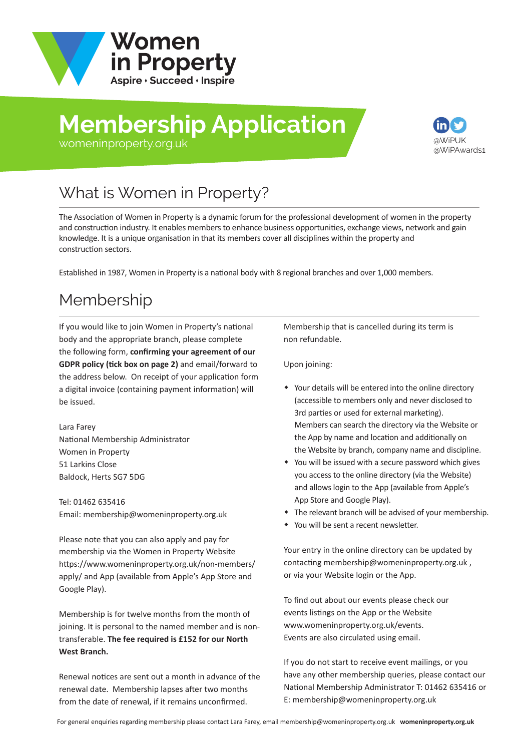# Women in Property

Aspire • Succeed • Inspire

# Membership Application

womeninproperty.org.uk

@WiPUK
@WiPAwards1

## What is Women in Property?

The Association of Women in Property is a dynamic forum for the professional development of women in the property and construction industry. It enables members to enhance business opportunities, exchange views, network and gain knowledge. It is a unique organisation in that its members cover all disciplines within the property and construction sectors.

Established in 1987, Women in Property is a national body with 8 regional branches and over 1,000 members.

## Membership

If you would like to join Women in Property's national body and the appropriate branch, please complete the following form, **confirming your agreement of our GDPR policy (tick box on page 2)** and email/forward to the address below. On receipt of your application form a digital invoice (containing payment information) will be issued.

Lara Farey
National Membership Administrator
Women in Property
51 Larkins Close
Baldock, Herts SG7 5DG

Tel: 01462 635416
Email: membership@womeninproperty.org.uk

Please note that you can also apply and pay for membership via the Women in Property Website https://www.womeninproperty.org.uk/non-members/apply/ and App (available from Apple's App Store and Google Play).

Membership is for twelve months from the month of joining. It is personal to the named member and is non-transferable. **The fee required is £152 for our North West Branch.**

Renewal notices are sent out a month in advance of the renewal date. Membership lapses after two months from the date of renewal, if it remains unconfirmed.

Membership that is cancelled during its term is non refundable.

Upon joining:

- Your details will be entered into the online directory (accessible to members only and never disclosed to 3rd parties or used for external marketing). Members can search the directory via the Website or the App by name and location and additionally on the Website by branch, company name and discipline.
- You will be issued with a secure password which gives you access to the online directory (via the Website) and allows login to the App (available from Apple's App Store and Google Play).
- The relevant branch will be advised of your membership.
- You will be sent a recent newsletter.

Your entry in the online directory can be updated by contacting membership@womeninproperty.org.uk , or via your Website login or the App.

To find out about our events please check our events listings on the App or the Website www.womeninproperty.org.uk/events. Events are also circulated using email.

If you do not start to receive event mailings, or you have any other membership queries, please contact our National Membership Administrator T: 01462 635416 or E: membership@womeninproperty.org.uk

For general enquiries regarding membership please contact Lara Farey, email membership@womeninproperty.org.uk **womeninproperty.org.uk**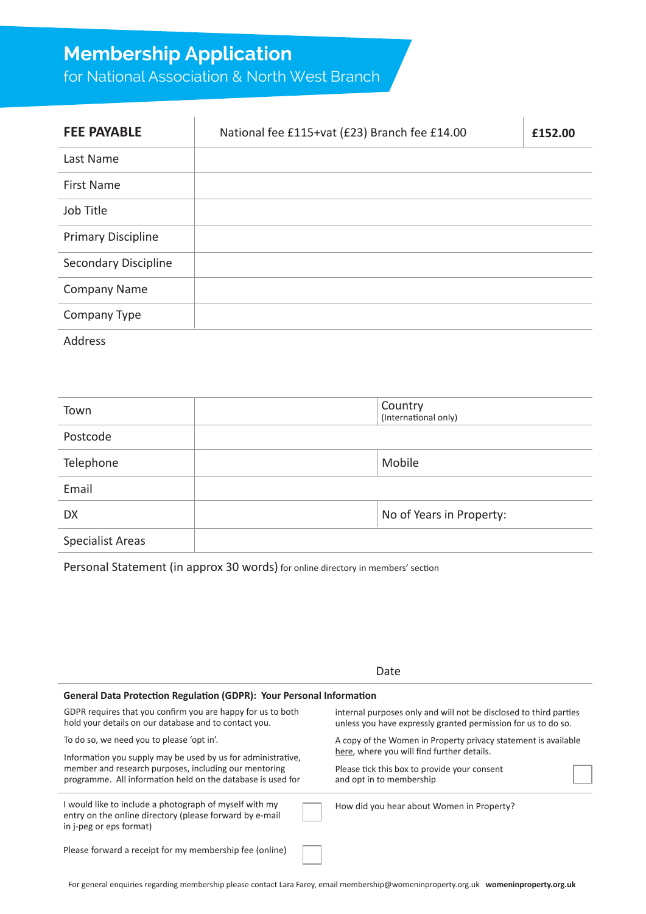# Membership Application

for National Association & North West Branch

| | | |
|---|---|---|
| **FEE PAYABLE** | National fee £115+vat (£23) Branch fee £14.00 | **£152.00** |
| Last Name | | |
| First Name | | |
| Job Title | | |
| Primary Discipline | | |
| Secondary Discipline | | |
| Company Name | | |
| Company Type | | |

Address

| | | | |
|---|---|---|---|
| Town | | Country (International only) | |
| Postcode | | | |
| Telephone | | Mobile | |
| Email | | | |
| DX | | No of Years in Property: | |
| Specialist Areas | | | |

Personal Statement (in approx 30 words) for online directory in members' section

Date

**General Data Protection Regulation (GDPR): Your Personal Information**

GDPR requires that you confirm you are happy for us to both hold your details on our database and to contact you.

To do so, we need you to please 'opt in'.

Information you supply may be used by us for administrative, member and research purposes, including our mentoring programme. All information held on the database is used for internal purposes only and will not be disclosed to third parties unless you have expressly granted permission for us to do so.

A copy of the Women in Property privacy statement is available here, where you will find further details.

Please tick this box to provide your consent and opt in to membership ☐

I would like to include a photograph of myself with my entry on the online directory (please forward by e-mail in j-peg or eps format) ☐

How did you hear about Women in Property?

Please forward a receipt for my membership fee (online) ☐

For general enquiries regarding membership please contact Lara Farey, email membership@womeninproperty.org.uk **womeninproperty.org.uk**